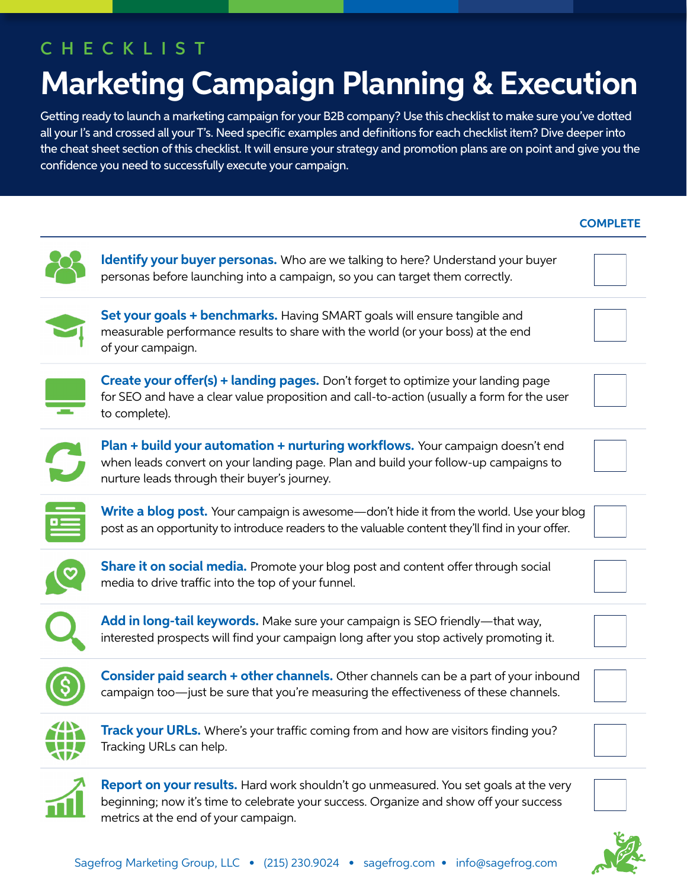CHECKLIST

# Marketing Campaign Planning & Execution

Getting ready to launch a marketing campaign for your B2B company? Use this checklist to make sure you've dotted all your I's and crossed all your T's. Need specific examples and definitions for each checklist item? Dive deeper into the cheat sheet section of this checklist. It will ensure your strategy and promotion plans are on point and give you the confidence you need to successfully execute your campaign.

| | COMPLETE |
|---|---|
| **Identify your buyer personas.** Who are we talking to here? Understand your buyer personas before launching into a campaign, so you can target them correctly. | ☐ |
| **Set your goals + benchmarks.** Having SMART goals will ensure tangible and measurable performance results to share with the world (or your boss) at the end of your campaign. | ☐ |
| **Create your offer(s) + landing pages.** Don't forget to optimize your landing page for SEO and have a clear value proposition and call-to-action (usually a form for the user to complete). | ☐ |
| **Plan + build your automation + nurturing workflows.** Your campaign doesn't end when leads convert on your landing page. Plan and build your follow-up campaigns to nurture leads through their buyer's journey. | ☐ |
| **Write a blog post.** Your campaign is awesome—don't hide it from the world. Use your blog post as an opportunity to introduce readers to the valuable content they'll find in your offer. | ☐ |
| **Share it on social media.** Promote your blog post and content offer through social media to drive traffic into the top of your funnel. | ☐ |
| **Add in long-tail keywords.** Make sure your campaign is SEO friendly—that way, interested prospects will find your campaign long after you stop actively promoting it. | ☐ |
| **Consider paid search + other channels.** Other channels can be a part of your inbound campaign too—just be sure that you're measuring the effectiveness of these channels. | ☐ |
| **Track your URLs.** Where's your traffic coming from and how are visitors finding you? Tracking URLs can help. | ☐ |
| **Report on your results.** Hard work shouldn't go unmeasured. You set goals at the very beginning; now it's time to celebrate your success. Organize and show off your success metrics at the end of your campaign. | ☐ |

Sagefrog Marketing Group, LLC • (215) 230.9024 • sagefrog.com • info@sagefrog.com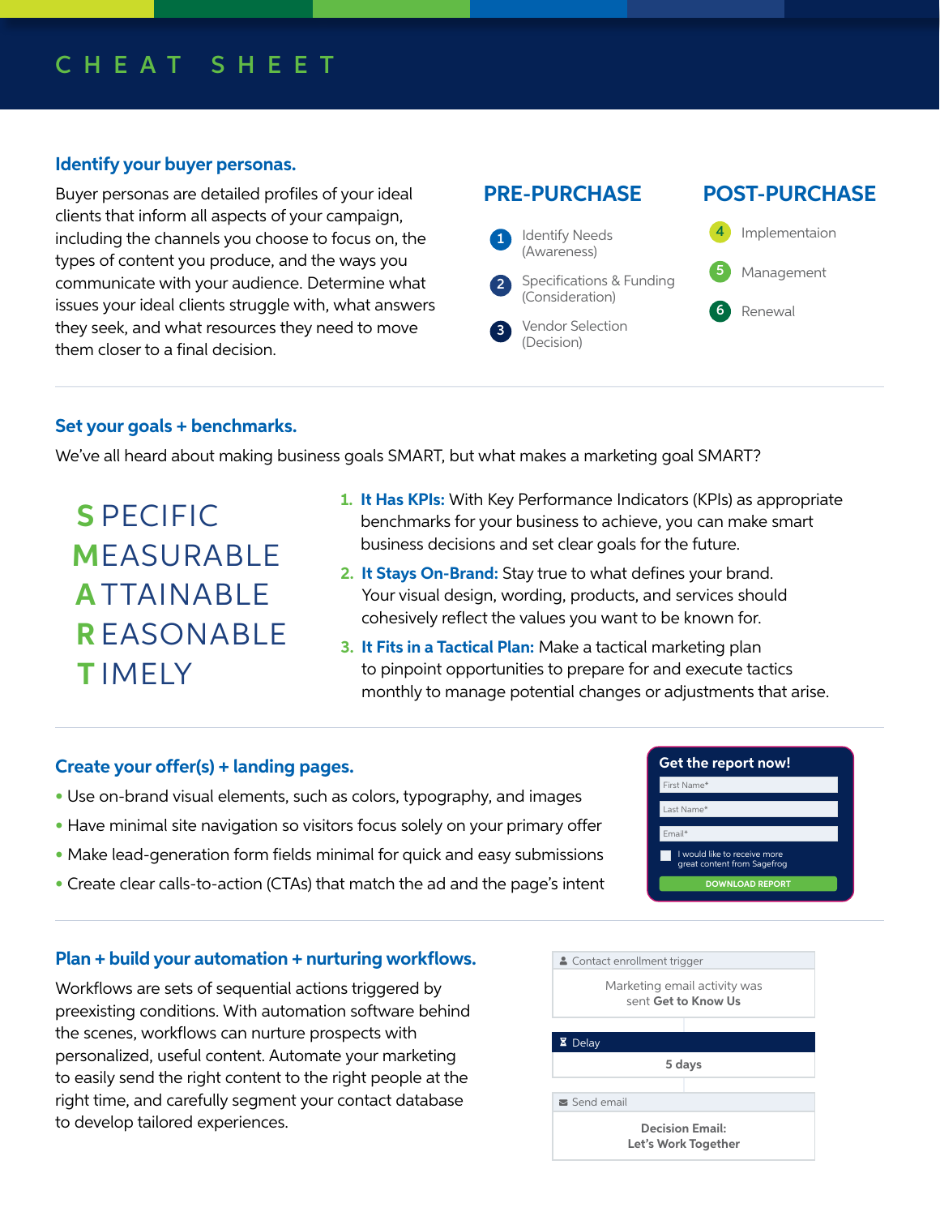# CHEAT SHEET

## Identify your buyer personas.

Buyer personas are detailed profiles of your ideal clients that inform all aspects of your campaign, including the channels you choose to focus on, the types of content you produce, and the ways you communicate with your audience. Determine what issues your ideal clients struggle with, what answers they seek, and what resources they need to move them closer to a final decision.

### PRE-PURCHASE

1. Identify Needs (Awareness)
2. Specifications & Funding (Consideration)
3. Vendor Selection (Decision)

### POST-PURCHASE

4. Implementaion
5. Management
6. Renewal

## Set your goals + benchmarks.

We've all heard about making business goals SMART, but what makes a marketing goal SMART?

**S**PECIFIC
**M**EASURABLE
**A**TTAINABLE
**R**EASONABLE
**T**IMELY

1. **It Has KPIs:** With Key Performance Indicators (KPIs) as appropriate benchmarks for your business to achieve, you can make smart business decisions and set clear goals for the future.
2. **It Stays On-Brand:** Stay true to what defines your brand. Your visual design, wording, products, and services should cohesively reflect the values you want to be known for.
3. **It Fits in a Tactical Plan:** Make a tactical marketing plan to pinpoint opportunities to prepare for and execute tactics monthly to manage potential changes or adjustments that arise.

## Create your offer(s) + landing pages.

- Use on-brand visual elements, such as colors, typography, and images
- Have minimal site navigation so visitors focus solely on your primary offer
- Make lead-generation form fields minimal for quick and easy submissions
- Create clear calls-to-action (CTAs) that match the ad and the page's intent

**Get the report now!**

First Name*
Last Name*
Email*
☐ I would like to receive more great content from Sagefrog
DOWNLOAD REPORT

## Plan + build your automation + nurturing workflows.

Workflows are sets of sequential actions triggered by preexisting conditions. With automation software behind the scenes, workflows can nurture prospects with personalized, useful content. Automate your marketing to easily send the right content to the right people at the right time, and carefully segment your contact database to develop tailored experiences.

Contact enrollment trigger
Marketing email activity was sent **Get to Know Us**

Delay
**5 days**

Send email
**Decision Email: Let's Work Together**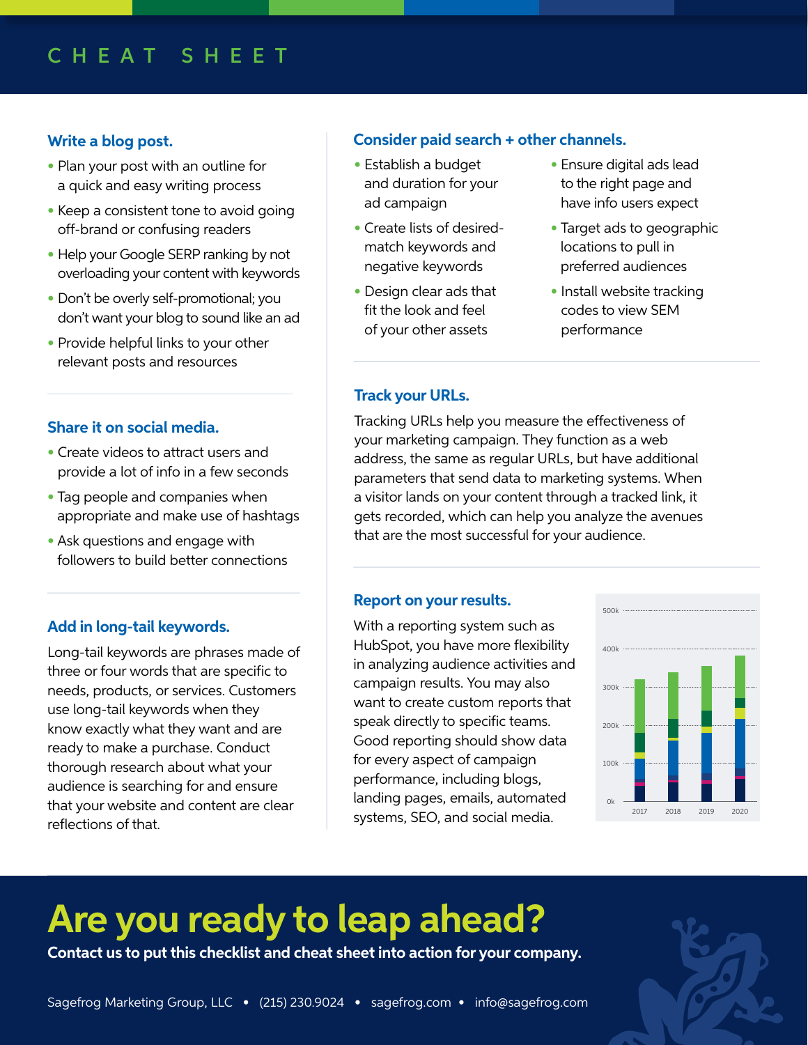# CHEAT SHEET

## Write a blog post.

- Plan your post with an outline for a quick and easy writing process
- Keep a consistent tone to avoid going off-brand or confusing readers
- Help your Google SERP ranking by not overloading your content with keywords
- Don't be overly self-promotional; you don't want your blog to sound like an ad
- Provide helpful links to your other relevant posts and resources

## Share it on social media.

- Create videos to attract users and provide a lot of info in a few seconds
- Tag people and companies when appropriate and make use of hashtags
- Ask questions and engage with followers to build better connections

## Add in long-tail keywords.

Long-tail keywords are phrases made of three or four words that are specific to needs, products, or services. Customers use long-tail keywords when they know exactly what they want and are ready to make a purchase. Conduct thorough research about what your audience is searching for and ensure that your website and content are clear reflections of that.

## Consider paid search + other channels.

- Establish a budget and duration for your ad campaign
- Create lists of desired-match keywords and negative keywords
- Design clear ads that fit the look and feel of your other assets
- Ensure digital ads lead to the right page and have info users expect
- Target ads to geographic locations to pull in preferred audiences
- Install website tracking codes to view SEM performance

## Track your URLs.

Tracking URLs help you measure the effectiveness of your marketing campaign. They function as a web address, the same as regular URLs, but have additional parameters that send data to marketing systems. When a visitor lands on your content through a tracked link, it gets recorded, which can help you analyze the avenues that are the most successful for your audience.

## Report on your results.

With a reporting system such as HubSpot, you have more flexibility in analyzing audience activities and campaign results. You may also want to create custom reports that speak directly to specific teams. Good reporting should show data for every aspect of campaign performance, including blogs, landing pages, emails, automated systems, SEO, and social media.

500k
400k
300k
200k
100k
0k
2017
2018
2019
2020

# Are you ready to leap ahead?

**Contact us to put this checklist and cheat sheet into action for your company.**

Sagefrog Marketing Group, LLC • (215) 230.9024 • sagefrog.com • info@sagefrog.com